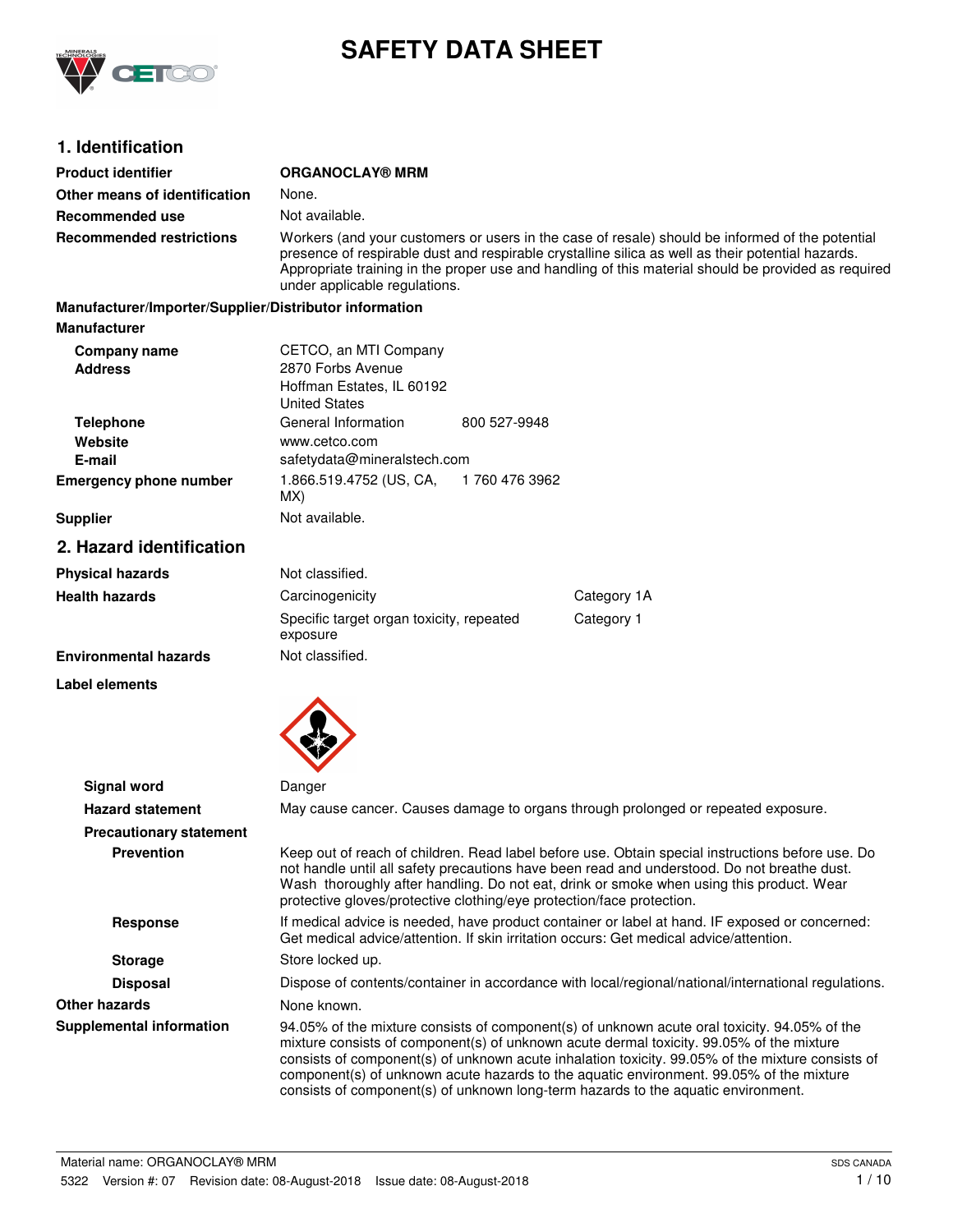# SAFETY DATA SHEET

## 1. Identification

| | |
|---|---|
| **Product identifier** | **ORGANOCLAY® MRM** |
| **Other means of identification** | None. |
| **Recommended use** | Not available. |
| **Recommended restrictions** | Workers (and your customers or users in the case of resale) should be informed of the potential presence of respirable dust and respirable crystalline silica as well as their potential hazards. Appropriate training in the proper use and handling of this material should be provided as required under applicable regulations. |

**Manufacturer/Importer/Supplier/Distributor information**

**Manufacturer**

| | | |
|---|---|---|
| **Company name** | CETCO, an MTI Company | |
| **Address** | 2870 Forbs Avenue<br>Hoffman Estates, IL 60192<br>United States | |
| **Telephone** | General Information | 800 527-9948 |
| **Website** | www.cetco.com | |
| **E-mail** | safetydata@mineralstech.com | |
| **Emergency phone number** | 1.866.519.4752 (US, CA, MX) | 1 760 476 3962 |
| **Supplier** | Not available. | |

## 2. Hazard identification

| | | |
|---|---|---|
| **Physical hazards** | Not classified. | |
| **Health hazards** | Carcinogenicity | Category 1A |
| | Specific target organ toxicity, repeated exposure | Category 1 |
| **Environmental hazards** | Not classified. | |

**Label elements**

**Signal word** Danger

**Hazard statement** May cause cancer. Causes damage to organs through prolonged or repeated exposure.

**Precautionary statement**

**Prevention** Keep out of reach of children. Read label before use. Obtain special instructions before use. Do not handle until all safety precautions have been read and understood. Do not breathe dust. Wash thoroughly after handling. Do not eat, drink or smoke when using this product. Wear protective gloves/protective clothing/eye protection/face protection.

**Response** If medical advice is needed, have product container or label at hand. IF exposed or concerned: Get medical advice/attention. If skin irritation occurs: Get medical advice/attention.

**Storage** Store locked up.

**Disposal** Dispose of contents/container in accordance with local/regional/national/international regulations.

**Other hazards** None known.

**Supplemental information** 94.05% of the mixture consists of component(s) of unknown acute oral toxicity. 94.05% of the mixture consists of component(s) of unknown acute dermal toxicity. 99.05% of the mixture consists of component(s) of unknown acute inhalation toxicity. 99.05% of the mixture consists of component(s) of unknown acute hazards to the aquatic environment. 99.05% of the mixture consists of component(s) of unknown long-term hazards to the aquatic environment.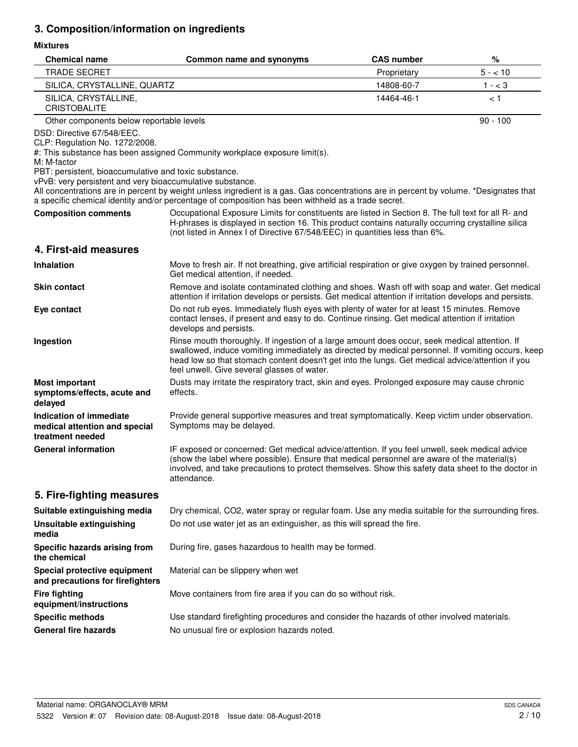## 3. Composition/information on ingredients

**Mixtures**

| Chemical name | Common name and synonyms | CAS number | % |
|---|---|---|---|
| TRADE SECRET | | Proprietary | 5 - < 10 |
| SILICA, CRYSTALLINE, QUARTZ | | 14808-60-7 | 1 - < 3 |
| SILICA, CRYSTALLINE, CRISTOBALITE | | 14464-46-1 | < 1 |
| Other components below reportable levels | | | 90 - 100 |

DSD: Directive 67/548/EEC.
CLP: Regulation No. 1272/2008.
#: This substance has been assigned Community workplace exposure limit(s).
M: M-factor
PBT: persistent, bioaccumulative and toxic substance.
vPvB: very persistent and very bioaccumulative substance.
All concentrations are in percent by weight unless ingredient is a gas. Gas concentrations are in percent by volume. *Designates that a specific chemical identity and/or percentage of composition has been withheld as a trade secret.

**Composition comments** Occupational Exposure Limits for constituents are listed in Section 8. The full text for all R- and H-phrases is displayed in section 16. This product contains naturally occurring crystalline silica (not listed in Annex I of Directive 67/548/EEC) in quantities less than 6%.

## 4. First-aid measures

**Inhalation** Move to fresh air. If not breathing, give artificial respiration or give oxygen by trained personnel. Get medical attention, if needed.

**Skin contact** Remove and isolate contaminated clothing and shoes. Wash off with soap and water. Get medical attention if irritation develops or persists. Get medical attention if irritation develops and persists.

**Eye contact** Do not rub eyes. Immediately flush eyes with plenty of water for at least 15 minutes. Remove contact lenses, if present and easy to do. Continue rinsing. Get medical attention if irritation develops and persists.

**Ingestion** Rinse mouth thoroughly. If ingestion of a large amount does occur, seek medical attention. If swallowed, induce vomiting immediately as directed by medical personnel. If vomiting occurs, keep head low so that stomach content doesn't get into the lungs. Get medical advice/attention if you feel unwell. Give several glasses of water.

**Most important symptoms/effects, acute and delayed** Dusts may irritate the respiratory tract, skin and eyes. Prolonged exposure may cause chronic effects.

**Indication of immediate medical attention and special treatment needed** Provide general supportive measures and treat symptomatically. Keep victim under observation. Symptoms may be delayed.

**General information** IF exposed or concerned: Get medical advice/attention. If you feel unwell, seek medical advice (show the label where possible). Ensure that medical personnel are aware of the material(s) involved, and take precautions to protect themselves. Show this safety data sheet to the doctor in attendance.

## 5. Fire-fighting measures

**Suitable extinguishing media** Dry chemical, CO2, water spray or regular foam. Use any media suitable for the surrounding fires.

**Unsuitable extinguishing media** Do not use water jet as an extinguisher, as this will spread the fire.

**Specific hazards arising from the chemical** During fire, gases hazardous to health may be formed.

**Special protective equipment and precautions for firefighters** Material can be slippery when wet

**Fire fighting equipment/instructions** Move containers from fire area if you can do so without risk.

**Specific methods** Use standard firefighting procedures and consider the hazards of other involved materials.

**General fire hazards** No unusual fire or explosion hazards noted.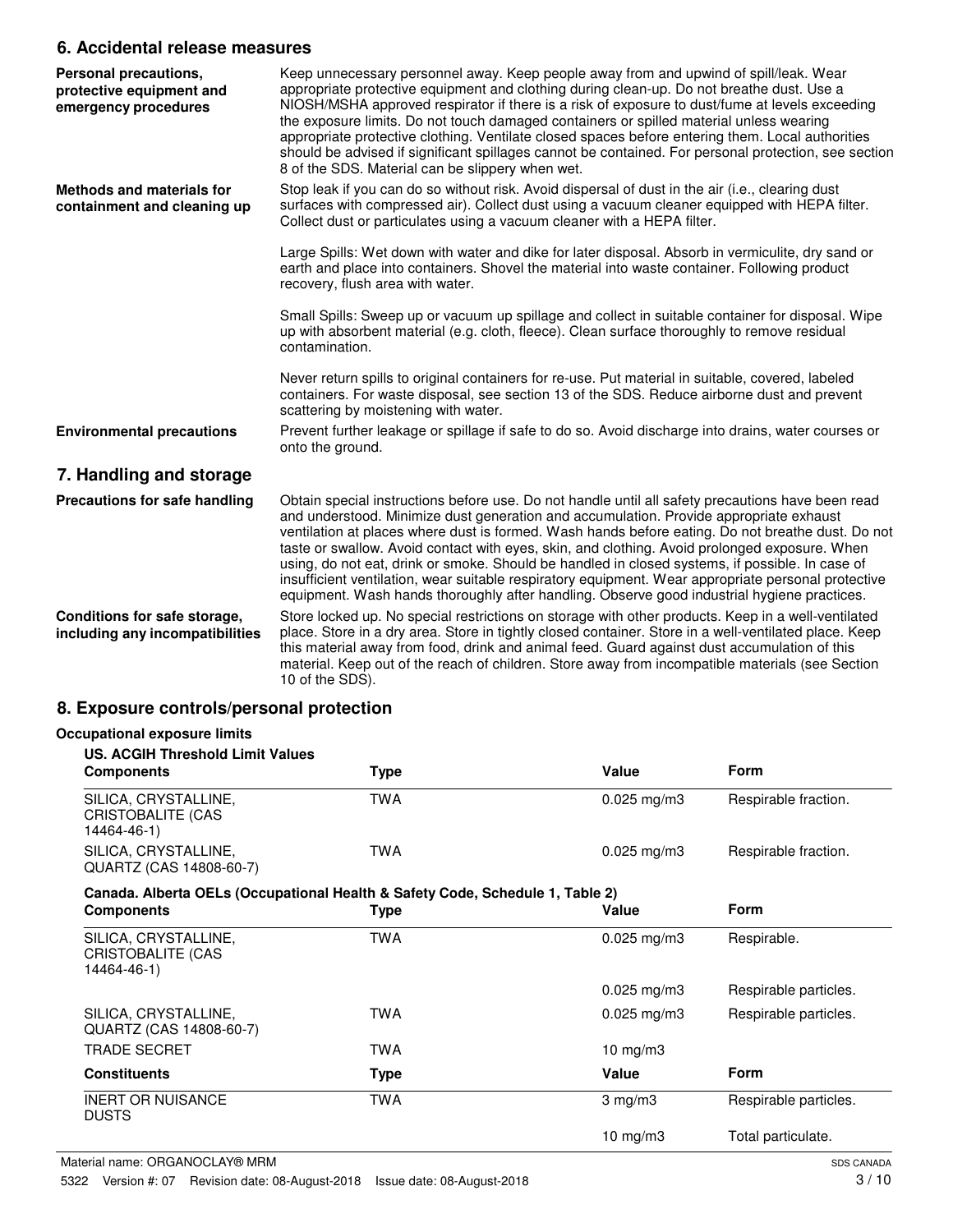## 6. Accidental release measures

**Personal precautions, protective equipment and emergency procedures**

Keep unnecessary personnel away. Keep people away from and upwind of spill/leak. Wear appropriate protective equipment and clothing during clean-up. Do not breathe dust. Use a NIOSH/MSHA approved respirator if there is a risk of exposure to dust/fume at levels exceeding the exposure limits. Do not touch damaged containers or spilled material unless wearing appropriate protective clothing. Ventilate closed spaces before entering them. Local authorities should be advised if significant spillages cannot be contained. For personal protection, see section 8 of the SDS. Material can be slippery when wet.

**Methods and materials for containment and cleaning up**

Stop leak if you can do so without risk. Avoid dispersal of dust in the air (i.e., clearing dust surfaces with compressed air). Collect dust using a vacuum cleaner equipped with HEPA filter. Collect dust or particulates using a vacuum cleaner with a HEPA filter.

Large Spills: Wet down with water and dike for later disposal. Absorb in vermiculite, dry sand or earth and place into containers. Shovel the material into waste container. Following product recovery, flush area with water.

Small Spills: Sweep up or vacuum up spillage and collect in suitable container for disposal. Wipe up with absorbent material (e.g. cloth, fleece). Clean surface thoroughly to remove residual contamination.

Never return spills to original containers for re-use. Put material in suitable, covered, labeled containers. For waste disposal, see section 13 of the SDS. Reduce airborne dust and prevent scattering by moistening with water.

**Environmental precautions**

Prevent further leakage or spillage if safe to do so. Avoid discharge into drains, water courses or onto the ground.

## 7. Handling and storage

**Precautions for safe handling**

Obtain special instructions before use. Do not handle until all safety precautions have been read and understood. Minimize dust generation and accumulation. Provide appropriate exhaust ventilation at places where dust is formed. Wash hands before eating. Do not breathe dust. Do not taste or swallow. Avoid contact with eyes, skin, and clothing. Avoid prolonged exposure. When using, do not eat, drink or smoke. Should be handled in closed systems, if possible. In case of insufficient ventilation, wear suitable respiratory equipment. Wear appropriate personal protective equipment. Wash hands thoroughly after handling. Observe good industrial hygiene practices.

**Conditions for safe storage, including any incompatibilities**

Store locked up. No special restrictions on storage with other products. Keep in a well-ventilated place. Store in a dry area. Store in tightly closed container. Store in a well-ventilated place. Keep this material away from food, drink and animal feed. Guard against dust accumulation of this material. Keep out of the reach of children. Store away from incompatible materials (see Section 10 of the SDS).

## 8. Exposure controls/personal protection

**Occupational exposure limits**

**US. ACGIH Threshold Limit Values**

| Components | Type | Value | Form |
|---|---|---|---|
| SILICA, CRYSTALLINE, CRISTOBALITE (CAS 14464-46-1) | TWA | 0.025 mg/m3 | Respirable fraction. |
| SILICA, CRYSTALLINE, QUARTZ (CAS 14808-60-7) | TWA | 0.025 mg/m3 | Respirable fraction. |

**Canada. Alberta OELs (Occupational Health & Safety Code, Schedule 1, Table 2)**

| Components | Type | Value | Form |
|---|---|---|---|
| SILICA, CRYSTALLINE, CRISTOBALITE (CAS 14464-46-1) | TWA | 0.025 mg/m3 | Respirable. |
| | | 0.025 mg/m3 | Respirable particles. |
| SILICA, CRYSTALLINE, QUARTZ (CAS 14808-60-7) | TWA | 0.025 mg/m3 | Respirable particles. |
| TRADE SECRET | TWA | 10 mg/m3 | |
| **Constituents** | **Type** | **Value** | **Form** |
| INERT OR NUISANCE DUSTS | TWA | 3 mg/m3 | Respirable particles. |
| | | 10 mg/m3 | Total particulate. |

Material name: ORGANOCLAY® MRM

5322 Version #: 07 Revision date: 08-August-2018 Issue date: 08-August-2018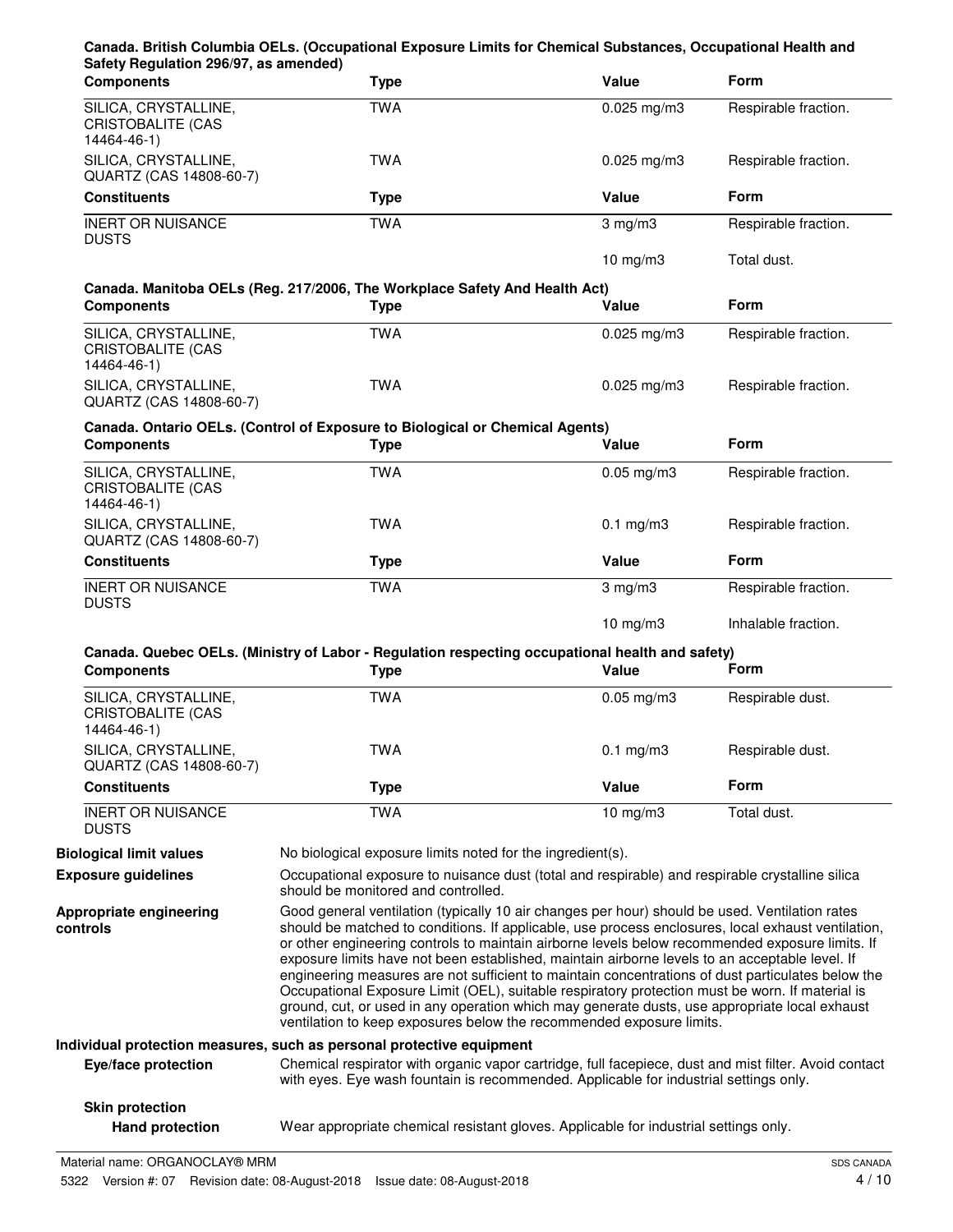**Canada. British Columbia OELs. (Occupational Exposure Limits for Chemical Substances, Occupational Health and Safety Regulation 296/97, as amended)**

| Components | Type | Value | Form |
|---|---|---|---|
| SILICA, CRYSTALLINE, CRISTOBALITE (CAS 14464-46-1) | TWA | 0.025 mg/m3 | Respirable fraction. |
| SILICA, CRYSTALLINE, QUARTZ (CAS 14808-60-7) | TWA | 0.025 mg/m3 | Respirable fraction. |
| **Constituents** | **Type** | **Value** | **Form** |
| INERT OR NUISANCE DUSTS | TWA | 3 mg/m3 | Respirable fraction. |
| | | 10 mg/m3 | Total dust. |

**Canada. Manitoba OELs (Reg. 217/2006, The Workplace Safety And Health Act)**

| Components | Type | Value | Form |
|---|---|---|---|
| SILICA, CRYSTALLINE, CRISTOBALITE (CAS 14464-46-1) | TWA | 0.025 mg/m3 | Respirable fraction. |
| SILICA, CRYSTALLINE, QUARTZ (CAS 14808-60-7) | TWA | 0.025 mg/m3 | Respirable fraction. |

**Canada. Ontario OELs. (Control of Exposure to Biological or Chemical Agents)**

| Components | Type | Value | Form |
|---|---|---|---|
| SILICA, CRYSTALLINE, CRISTOBALITE (CAS 14464-46-1) | TWA | 0.05 mg/m3 | Respirable fraction. |
| SILICA, CRYSTALLINE, QUARTZ (CAS 14808-60-7) | TWA | 0.1 mg/m3 | Respirable fraction. |
| **Constituents** | **Type** | **Value** | **Form** |
| INERT OR NUISANCE DUSTS | TWA | 3 mg/m3 | Respirable fraction. |
| | | 10 mg/m3 | Inhalable fraction. |

**Canada. Quebec OELs. (Ministry of Labor - Regulation respecting occupational health and safety)**

| Components | Type | Value | Form |
|---|---|---|---|
| SILICA, CRYSTALLINE, CRISTOBALITE (CAS 14464-46-1) | TWA | 0.05 mg/m3 | Respirable dust. |
| SILICA, CRYSTALLINE, QUARTZ (CAS 14808-60-7) | TWA | 0.1 mg/m3 | Respirable dust. |
| **Constituents** | **Type** | **Value** | **Form** |
| INERT OR NUISANCE DUSTS | TWA | 10 mg/m3 | Total dust. |

**Biological limit values**
No biological exposure limits noted for the ingredient(s).

**Exposure guidelines**
Occupational exposure to nuisance dust (total and respirable) and respirable crystalline silica should be monitored and controlled.

**Appropriate engineering controls**
Good general ventilation (typically 10 air changes per hour) should be used. Ventilation rates should be matched to conditions. If applicable, use process enclosures, local exhaust ventilation, or other engineering controls to maintain airborne levels below recommended exposure limits. If exposure limits have not been established, maintain airborne levels to an acceptable level. If engineering measures are not sufficient to maintain concentrations of dust particulates below the Occupational Exposure Limit (OEL), suitable respiratory protection must be worn. If material is ground, cut, or used in any operation which may generate dusts, use appropriate local exhaust ventilation to keep exposures below the recommended exposure limits.

**Individual protection measures, such as personal protective equipment**

**Eye/face protection**
Chemical respirator with organic vapor cartridge, full facepiece, dust and mist filter. Avoid contact with eyes. Eye wash fountain is recommended. Applicable for industrial settings only.

**Skin protection**

**Hand protection**
Wear appropriate chemical resistant gloves. Applicable for industrial settings only.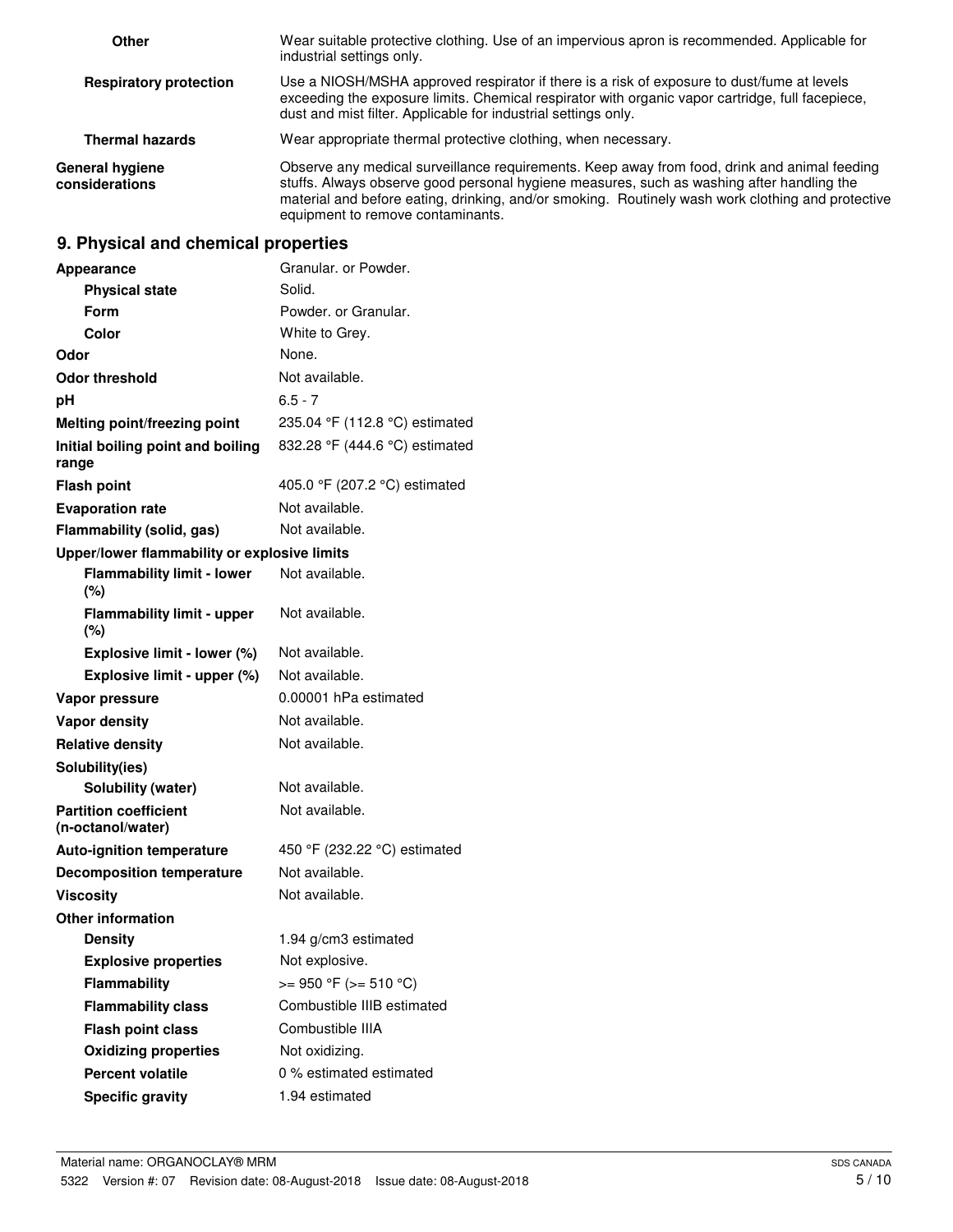| | |
|---|---|
| **Other** | Wear suitable protective clothing. Use of an impervious apron is recommended. Applicable for industrial settings only. |
| **Respiratory protection** | Use a NIOSH/MSHA approved respirator if there is a risk of exposure to dust/fume at levels exceeding the exposure limits. Chemical respirator with organic vapor cartridge, full facepiece, dust and mist filter. Applicable for industrial settings only. |
| **Thermal hazards** | Wear appropriate thermal protective clothing, when necessary. |
| **General hygiene considerations** | Observe any medical surveillance requirements. Keep away from food, drink and animal feeding stuffs. Always observe good personal hygiene measures, such as washing after handling the material and before eating, drinking, and/or smoking. Routinely wash work clothing and protective equipment to remove contaminants. |

## 9. Physical and chemical properties

| | |
|---|---|
| **Appearance** | Granular. or Powder. |
| **Physical state** | Solid. |
| **Form** | Powder. or Granular. |
| **Color** | White to Grey. |
| **Odor** | None. |
| **Odor threshold** | Not available. |
| **pH** | 6.5 - 7 |
| **Melting point/freezing point** | 235.04 °F (112.8 °C) estimated |
| **Initial boiling point and boiling range** | 832.28 °F (444.6 °C) estimated |
| **Flash point** | 405.0 °F (207.2 °C) estimated |
| **Evaporation rate** | Not available. |
| **Flammability (solid, gas)** | Not available. |
| **Upper/lower flammability or explosive limits** | |
| **Flammability limit - lower (%)** | Not available. |
| **Flammability limit - upper (%)** | Not available. |
| **Explosive limit - lower (%)** | Not available. |
| **Explosive limit - upper (%)** | Not available. |
| **Vapor pressure** | 0.00001 hPa estimated |
| **Vapor density** | Not available. |
| **Relative density** | Not available. |
| **Solubility(ies)** | |
| **Solubility (water)** | Not available. |
| **Partition coefficient (n-octanol/water)** | Not available. |
| **Auto-ignition temperature** | 450 °F (232.22 °C) estimated |
| **Decomposition temperature** | Not available. |
| **Viscosity** | Not available. |
| **Other information** | |
| **Density** | 1.94 g/cm3 estimated |
| **Explosive properties** | Not explosive. |
| **Flammability** | >= 950 °F (>= 510 °C) |
| **Flammability class** | Combustible IIIB estimated |
| **Flash point class** | Combustible IIIA |
| **Oxidizing properties** | Not oxidizing. |
| **Percent volatile** | 0 % estimated estimated |
| **Specific gravity** | 1.94 estimated |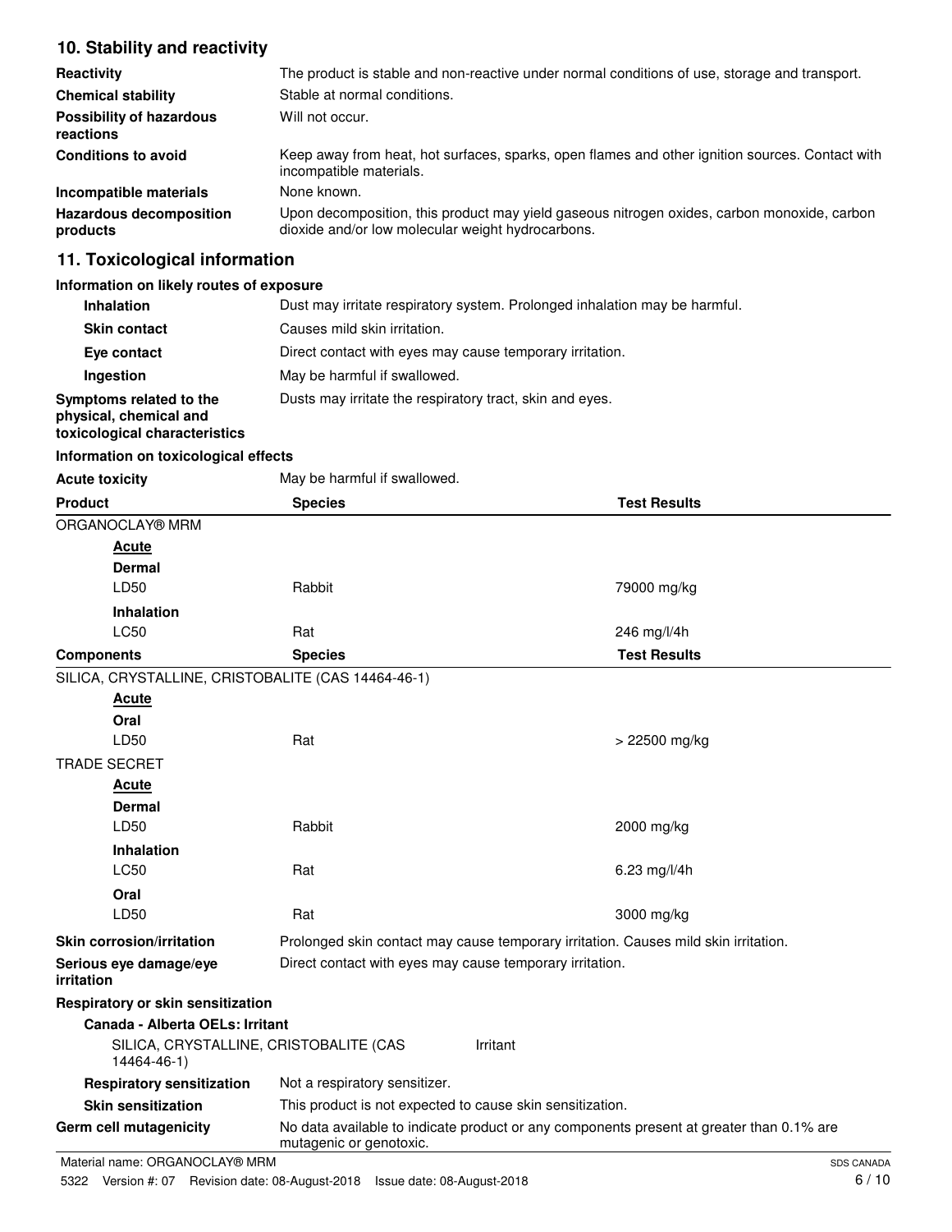## 10. Stability and reactivity

| | |
|---|---|
| **Reactivity** | The product is stable and non-reactive under normal conditions of use, storage and transport. |
| **Chemical stability** | Stable at normal conditions. |
| **Possibility of hazardous reactions** | Will not occur. |
| **Conditions to avoid** | Keep away from heat, hot surfaces, sparks, open flames and other ignition sources. Contact with incompatible materials. |
| **Incompatible materials** | None known. |
| **Hazardous decomposition products** | Upon decomposition, this product may yield gaseous nitrogen oxides, carbon monoxide, carbon dioxide and/or low molecular weight hydrocarbons. |

## 11. Toxicological information

**Information on likely routes of exposure**

| | |
|---|---|
| **Inhalation** | Dust may irritate respiratory system. Prolonged inhalation may be harmful. |
| **Skin contact** | Causes mild skin irritation. |
| **Eye contact** | Direct contact with eyes may cause temporary irritation. |
| **Ingestion** | May be harmful if swallowed. |
| **Symptoms related to the physical, chemical and toxicological characteristics** | Dusts may irritate the respiratory tract, skin and eyes. |

**Information on toxicological effects**

**Acute toxicity** May be harmful if swallowed.

| Product | Species | Test Results |
|---|---|---|
| ORGANOCLAY® MRM | | |
| **Acute** | | |
| **Dermal** | | |
| LD50 | Rabbit | 79000 mg/kg |
| **Inhalation** | | |
| LC50 | Rat | 246 mg/l/4h |

| Components | Species | Test Results |
|---|---|---|
| SILICA, CRYSTALLINE, CRISTOBALITE (CAS 14464-46-1) | | |
| **Acute** | | |
| **Oral** | | |
| LD50 | Rat | > 22500 mg/kg |
| TRADE SECRET | | |
| **Acute** | | |
| **Dermal** | | |
| LD50 | Rabbit | 2000 mg/kg |
| **Inhalation** | | |
| LC50 | Rat | 6.23 mg/l/4h |
| **Oral** | | |
| LD50 | Rat | 3000 mg/kg |

| | |
|---|---|
| **Skin corrosion/irritation** | Prolonged skin contact may cause temporary irritation. Causes mild skin irritation. |
| **Serious eye damage/eye irritation** | Direct contact with eyes may cause temporary irritation. |

**Respiratory or skin sensitization**

**Canada - Alberta OELs: Irritant**

| | |
|---|---|
| SILICA, CRYSTALLINE, CRISTOBALITE (CAS 14464-46-1) | Irritant |

| | |
|---|---|
| **Respiratory sensitization** | Not a respiratory sensitizer. |
| **Skin sensitization** | This product is not expected to cause skin sensitization. |
| **Germ cell mutagenicity** | No data available to indicate product or any components present at greater than 0.1% are mutagenic or genotoxic. |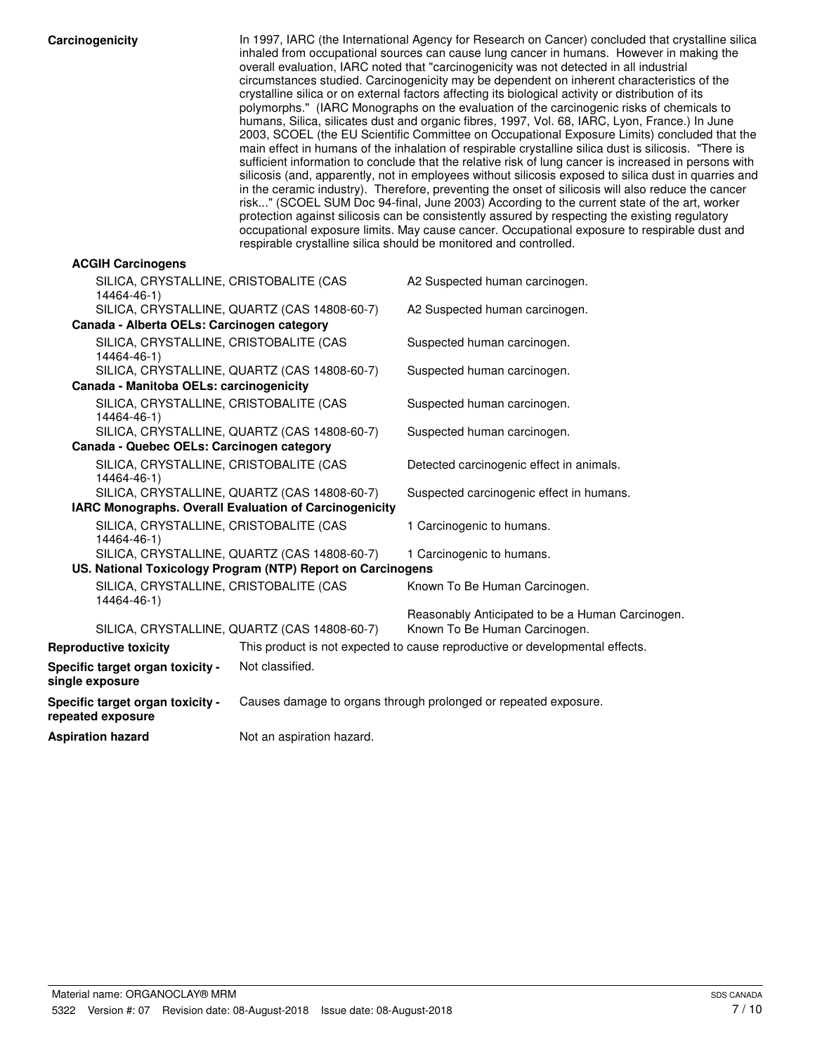**Carcinogenicity**

In 1997, IARC (the International Agency for Research on Cancer) concluded that crystalline silica inhaled from occupational sources can cause lung cancer in humans. However in making the overall evaluation, IARC noted that "carcinogenicity was not detected in all industrial circumstances studied. Carcinogenicity may be dependent on inherent characteristics of the crystalline silica or on external factors affecting its biological activity or distribution of its polymorphs." (IARC Monographs on the evaluation of the carcinogenic risks of chemicals to humans, Silica, silicates dust and organic fibres, 1997, Vol. 68, IARC, Lyon, France.) In June 2003, SCOEL (the EU Scientific Committee on Occupational Exposure Limits) concluded that the main effect in humans of the inhalation of respirable crystalline silica dust is silicosis. "There is sufficient information to conclude that the relative risk of lung cancer is increased in persons with silicosis (and, apparently, not in employees without silicosis exposed to silica dust in quarries and in the ceramic industry). Therefore, preventing the onset of silicosis will also reduce the cancer risk..." (SCOEL SUM Doc 94-final, June 2003) According to the current state of the art, worker protection against silicosis can be consistently assured by respecting the existing regulatory occupational exposure limits. May cause cancer. Occupational exposure to respirable dust and respirable crystalline silica should be monitored and controlled.

**ACGIH Carcinogens**

| | |
|---|---|
| SILICA, CRYSTALLINE, CRISTOBALITE (CAS 14464-46-1) | A2 Suspected human carcinogen. |
| SILICA, CRYSTALLINE, QUARTZ (CAS 14808-60-7) | A2 Suspected human carcinogen. |

**Canada - Alberta OELs: Carcinogen category**

| | |
|---|---|
| SILICA, CRYSTALLINE, CRISTOBALITE (CAS 14464-46-1) | Suspected human carcinogen. |
| SILICA, CRYSTALLINE, QUARTZ (CAS 14808-60-7) | Suspected human carcinogen. |

**Canada - Manitoba OELs: carcinogenicity**

| | |
|---|---|
| SILICA, CRYSTALLINE, CRISTOBALITE (CAS 14464-46-1) | Suspected human carcinogen. |
| SILICA, CRYSTALLINE, QUARTZ (CAS 14808-60-7) | Suspected human carcinogen. |

**Canada - Quebec OELs: Carcinogen category**

| | |
|---|---|
| SILICA, CRYSTALLINE, CRISTOBALITE (CAS 14464-46-1) | Detected carcinogenic effect in animals. |
| SILICA, CRYSTALLINE, QUARTZ (CAS 14808-60-7) | Suspected carcinogenic effect in humans. |

**IARC Monographs. Overall Evaluation of Carcinogenicity**

| | |
|---|---|
| SILICA, CRYSTALLINE, CRISTOBALITE (CAS 14464-46-1) | 1 Carcinogenic to humans. |
| SILICA, CRYSTALLINE, QUARTZ (CAS 14808-60-7) | 1 Carcinogenic to humans. |

**US. National Toxicology Program (NTP) Report on Carcinogens**

| | |
|---|---|
| SILICA, CRYSTALLINE, CRISTOBALITE (CAS 14464-46-1) | Known To Be Human Carcinogen. |
| | Reasonably Anticipated to be a Human Carcinogen. |
| SILICA, CRYSTALLINE, QUARTZ (CAS 14808-60-7) | Known To Be Human Carcinogen. |

**Reproductive toxicity** This product is not expected to cause reproductive or developmental effects.

**Specific target organ toxicity - single exposure** Not classified.

**Specific target organ toxicity - repeated exposure** Causes damage to organs through prolonged or repeated exposure.

**Aspiration hazard** Not an aspiration hazard.

Material name: ORGANOCLAY® MRM

5322 Version #: 07 Revision date: 08-August-2018 Issue date: 08-August-2018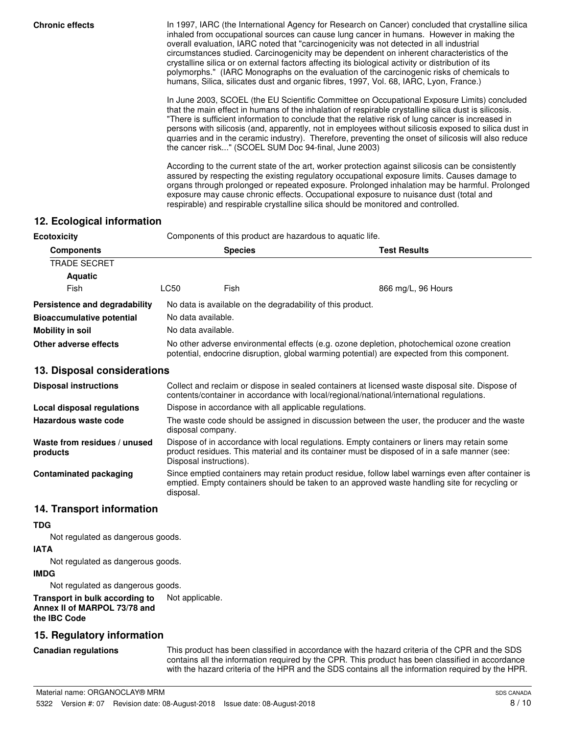**Chronic effects**

In 1997, IARC (the International Agency for Research on Cancer) concluded that crystalline silica inhaled from occupational sources can cause lung cancer in humans. However in making the overall evaluation, IARC noted that "carcinogenicity was not detected in all industrial circumstances studied. Carcinogenicity may be dependent on inherent characteristics of the crystalline silica or on external factors affecting its biological activity or distribution of its polymorphs." (IARC Monographs on the evaluation of the carcinogenic risks of chemicals to humans, Silica, silicates dust and organic fibres, 1997, Vol. 68, IARC, Lyon, France.)

In June 2003, SCOEL (the EU Scientific Committee on Occupational Exposure Limits) concluded that the main effect in humans of the inhalation of respirable crystalline silica dust is silicosis. "There is sufficient information to conclude that the relative risk of lung cancer is increased in persons with silicosis (and, apparently, not in employees without silicosis exposed to silica dust in quarries and in the ceramic industry). Therefore, preventing the onset of silicosis will also reduce the cancer risk..." (SCOEL SUM Doc 94-final, June 2003)

According to the current state of the art, worker protection against silicosis can be consistently assured by respecting the existing regulatory occupational exposure limits. Causes damage to organs through prolonged or repeated exposure. Prolonged inhalation may be harmful. Prolonged exposure may cause chronic effects. Occupational exposure to nuisance dust (total and respirable) and respirable crystalline silica should be monitored and controlled.

## 12. Ecological information

**Ecotoxicity** Components of this product are hazardous to aquatic life.

| Components | | Species | Test Results |
|---|---|---|---|
| TRADE SECRET | | | |
| **Aquatic** | | | |
| Fish | LC50 | Fish | 866 mg/L, 96 Hours |

**Persistence and degradability** No data is available on the degradability of this product.

**Bioaccumulative potential** No data available.

**Mobility in soil** No data available.

**Other adverse effects** No other adverse environmental effects (e.g. ozone depletion, photochemical ozone creation potential, endocrine disruption, global warming potential) are expected from this component.

## 13. Disposal considerations

**Disposal instructions** Collect and reclaim or dispose in sealed containers at licensed waste disposal site. Dispose of contents/container in accordance with local/regional/national/international regulations.

**Local disposal regulations** Dispose in accordance with all applicable regulations.

**Hazardous waste code** The waste code should be assigned in discussion between the user, the producer and the waste disposal company.

**Waste from residues / unused products** Dispose of in accordance with local regulations. Empty containers or liners may retain some product residues. This material and its container must be disposed of in a safe manner (see: Disposal instructions).

**Contaminated packaging** Since emptied containers may retain product residue, follow label warnings even after container is emptied. Empty containers should be taken to an approved waste handling site for recycling or disposal.

## 14. Transport information

**TDG**

Not regulated as dangerous goods.

**IATA**

Not regulated as dangerous goods.

**IMDG**

Not regulated as dangerous goods.

**Transport in bulk according to Annex II of MARPOL 73/78 and the IBC Code** Not applicable.

## 15. Regulatory information

**Canadian regulations** This product has been classified in accordance with the hazard criteria of the CPR and the SDS contains all the information required by the CPR. This product has been classified in accordance with the hazard criteria of the HPR and the SDS contains all the information required by the HPR.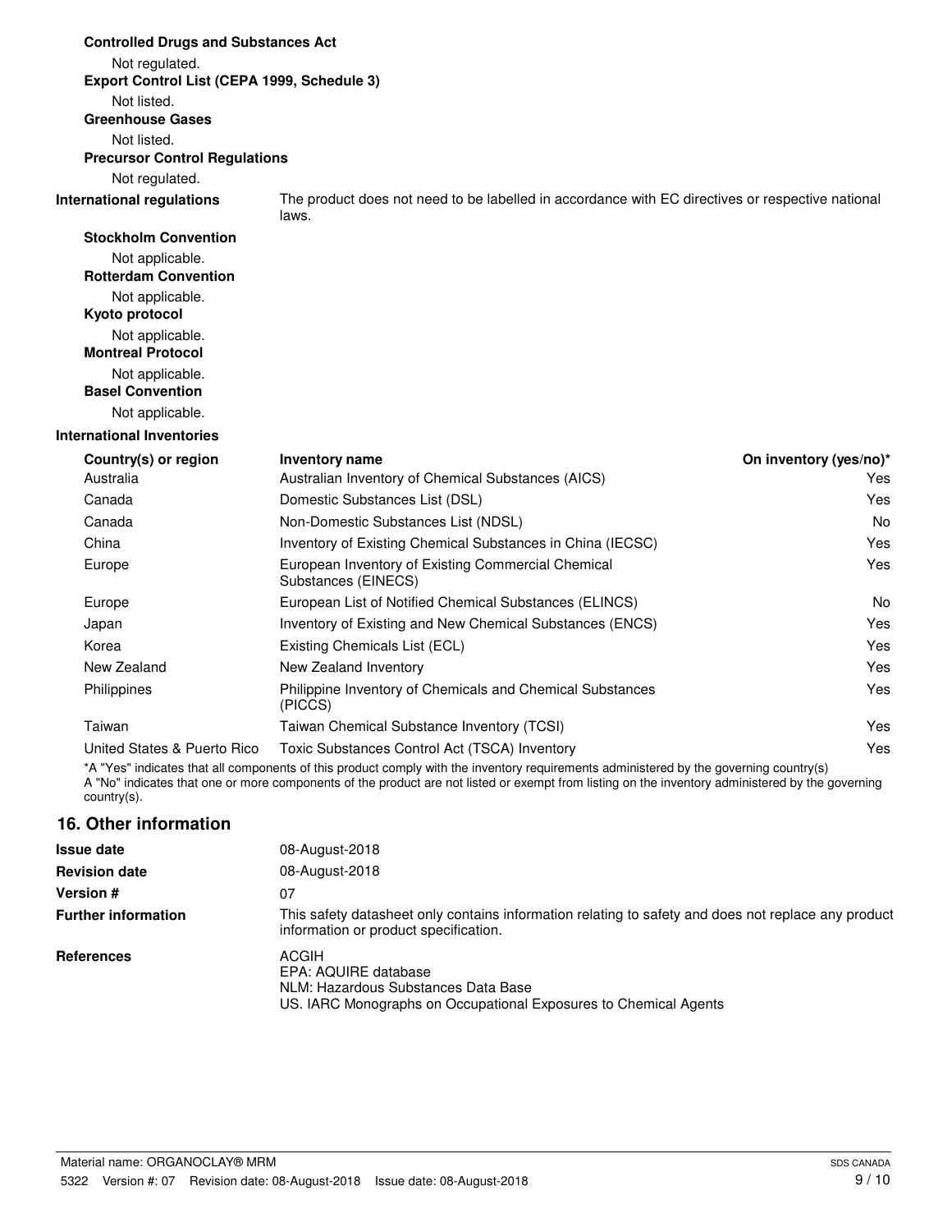**Controlled Drugs and Substances Act**

Not regulated.

**Export Control List (CEPA 1999, Schedule 3)**

Not listed.

**Greenhouse Gases**

Not listed.

**Precursor Control Regulations**

Not regulated.

**International regulations** The product does not need to be labelled in accordance with EC directives or respective national laws.

**Stockholm Convention**

Not applicable.

**Rotterdam Convention**

Not applicable.

**Kyoto protocol**

Not applicable.

**Montreal Protocol**

Not applicable.

**Basel Convention**

Not applicable.

**International Inventories**

| Country(s) or region | Inventory name | On inventory (yes/no)* |
|---|---|---|
| Australia | Australian Inventory of Chemical Substances (AICS) | Yes |
| Canada | Domestic Substances List (DSL) | Yes |
| Canada | Non-Domestic Substances List (NDSL) | No |
| China | Inventory of Existing Chemical Substances in China (IECSC) | Yes |
| Europe | European Inventory of Existing Commercial Chemical Substances (EINECS) | Yes |
| Europe | European List of Notified Chemical Substances (ELINCS) | No |
| Japan | Inventory of Existing and New Chemical Substances (ENCS) | Yes |
| Korea | Existing Chemicals List (ECL) | Yes |
| New Zealand | New Zealand Inventory | Yes |
| Philippines | Philippine Inventory of Chemicals and Chemical Substances (PICCS) | Yes |
| Taiwan | Taiwan Chemical Substance Inventory (TCSI) | Yes |
| United States & Puerto Rico | Toxic Substances Control Act (TSCA) Inventory | Yes |

*A "Yes" indicates that all components of this product comply with the inventory requirements administered by the governing country(s)
A "No" indicates that one or more components of the product are not listed or exempt from listing on the inventory administered by the governing country(s).

## 16. Other information

**Issue date** 08-August-2018

**Revision date** 08-August-2018

**Version #** 07

**Further information** This safety datasheet only contains information relating to safety and does not replace any product information or product specification.

**References**
ACGIH
EPA: AQUIRE database
NLM: Hazardous Substances Data Base
US. IARC Monographs on Occupational Exposures to Chemical Agents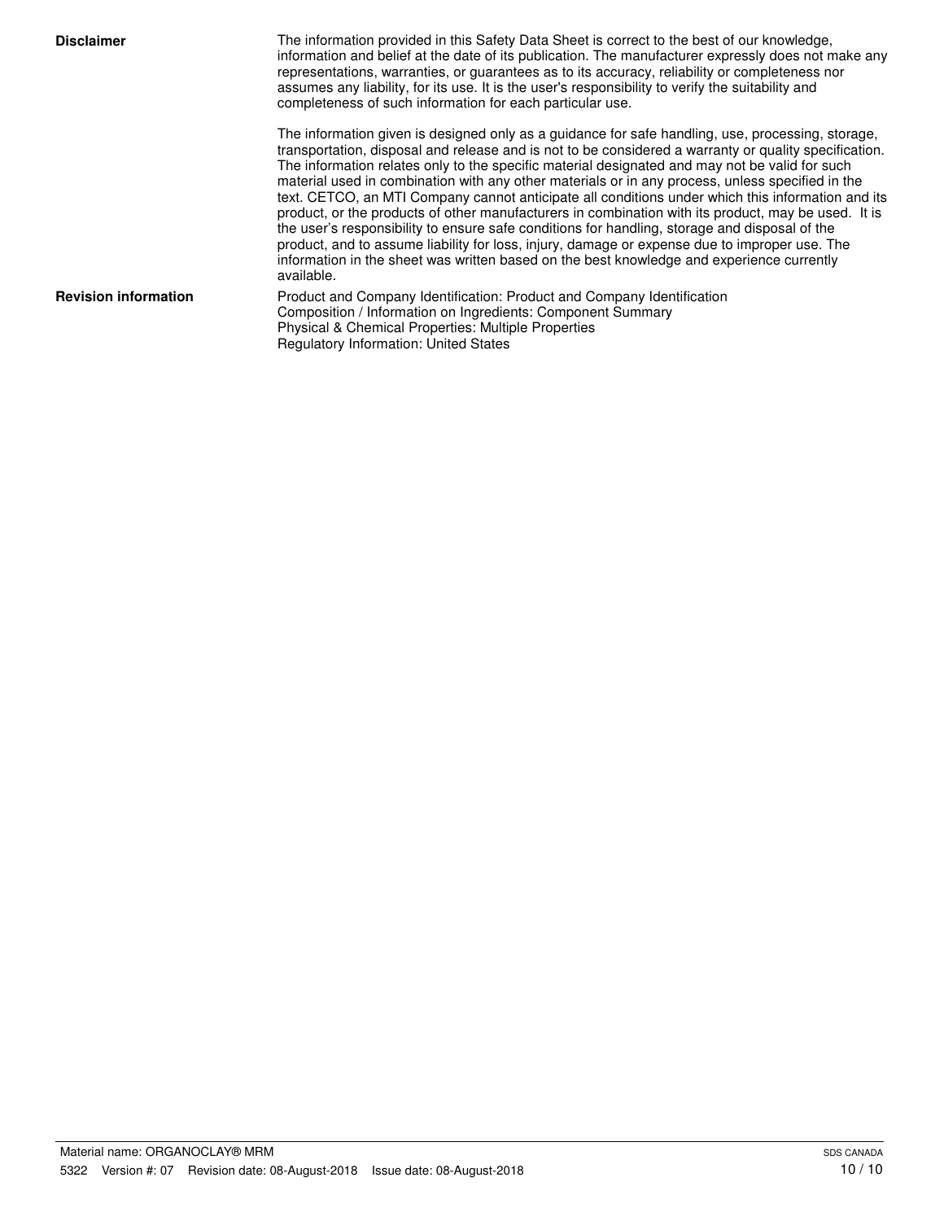**Disclaimer**

The information provided in this Safety Data Sheet is correct to the best of our knowledge, information and belief at the date of its publication. The manufacturer expressly does not make any representations, warranties, or guarantees as to its accuracy, reliability or completeness nor assumes any liability, for its use. It is the user's responsibility to verify the suitability and completeness of such information for each particular use.

The information given is designed only as a guidance for safe handling, use, processing, storage, transportation, disposal and release and is not to be considered a warranty or quality specification. The information relates only to the specific material designated and may not be valid for such material used in combination with any other materials or in any process, unless specified in the text. CETCO, an MTI Company cannot anticipate all conditions under which this information and its product, or the products of other manufacturers in combination with its product, may be used. It is the user's responsibility to ensure safe conditions for handling, storage and disposal of the product, and to assume liability for loss, injury, damage or expense due to improper use. The information in the sheet was written based on the best knowledge and experience currently available.

**Revision information**

Product and Company Identification: Product and Company Identification
Composition / Information on Ingredients: Component Summary
Physical & Chemical Properties: Multiple Properties
Regulatory Information: United States